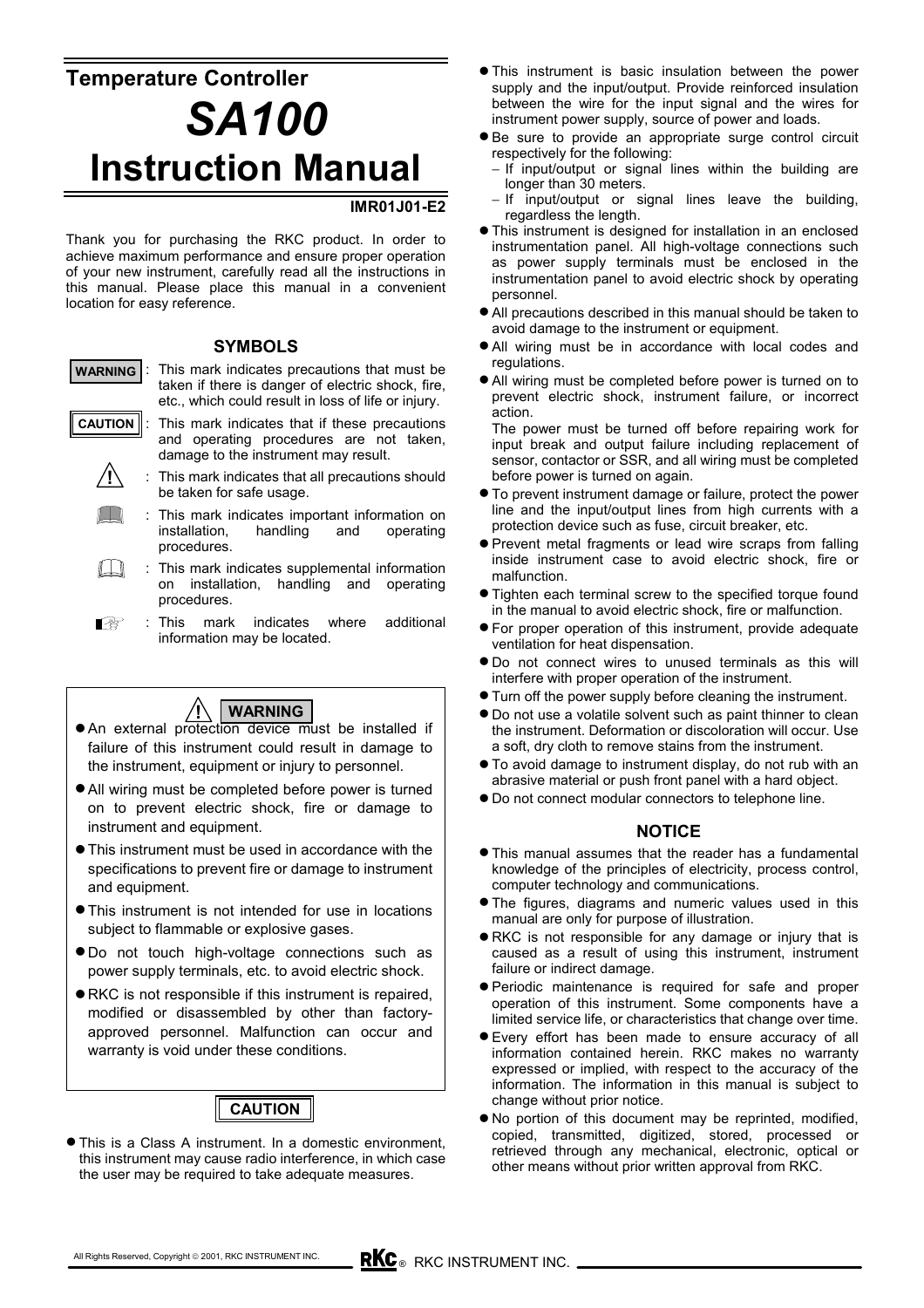# Temperature Controller

# *SA100*

# Instruction Manual

**IMR01J01-E2**

Thank you for purchasing the RKC product. In order to achieve maximum performance and ensure proper operation of your new instrument, carefully read all the instructions in this manual. Please place this manual in a convenient location for easy reference.

## SYMBOLS

**WARNING** : This mark indicates precautions that must be taken if there is danger of electric shock, fire, etc., which could result in loss of life or injury.

**CAUTION** : This mark indicates that if these precautions and operating procedures are not taken, damage to the instrument may result.

⚠ : This mark indicates that all precautions should be taken for safe usage.

📖 : This mark indicates important information on installation, handling and operating procedures.

📖 : This mark indicates supplemental information on installation, handling and operating procedures.

☞ : This mark indicates where additional information may be located.

## ⚠ WARNING

- An external protection device must be installed if failure of this instrument could result in damage to the instrument, equipment or injury to personnel.
- All wiring must be completed before power is turned on to prevent electric shock, fire or damage to instrument and equipment.
- This instrument must be used in accordance with the specifications to prevent fire or damage to instrument and equipment.
- This instrument is not intended for use in locations subject to flammable or explosive gases.
- Do not touch high-voltage connections such as power supply terminals, etc. to avoid electric shock.
- RKC is not responsible if this instrument is repaired, modified or disassembled by other than factory-approved personnel. Malfunction can occur and warranty is void under these conditions.

## CAUTION

- This is a Class A instrument. In a domestic environment, this instrument may cause radio interference, in which case the user may be required to take adequate measures.
- This instrument is basic insulation between the power supply and the input/output. Provide reinforced insulation between the wire for the input signal and the wires for instrument power supply, source of power and loads.
- Be sure to provide an appropriate surge control circuit respectively for the following:
  - If input/output or signal lines within the building are longer than 30 meters.
  - If input/output or signal lines leave the building, regardless the length.
- This instrument is designed for installation in an enclosed instrumentation panel. All high-voltage connections such as power supply terminals must be enclosed in the instrumentation panel to avoid electric shock by operating personnel.
- All precautions described in this manual should be taken to avoid damage to the instrument or equipment.
- All wiring must be in accordance with local codes and regulations.
- All wiring must be completed before power is turned on to prevent electric shock, instrument failure, or incorrect action.
  The power must be turned off before repairing work for input break and output failure including replacement of sensor, contactor or SSR, and all wiring must be completed before power is turned on again.
- To prevent instrument damage or failure, protect the power line and the input/output lines from high currents with a protection device such as fuse, circuit breaker, etc.
- Prevent metal fragments or lead wire scraps from falling inside instrument case to avoid electric shock, fire or malfunction.
- Tighten each terminal screw to the specified torque found in the manual to avoid electric shock, fire or malfunction.
- For proper operation of this instrument, provide adequate ventilation for heat dispensation.
- Do not connect wires to unused terminals as this will interfere with proper operation of the instrument.
- Turn off the power supply before cleaning the instrument.
- Do not use a volatile solvent such as paint thinner to clean the instrument. Deformation or discoloration will occur. Use a soft, dry cloth to remove stains from the instrument.
- To avoid damage to instrument display, do not rub with an abrasive material or push front panel with a hard object.
- Do not connect modular connectors to telephone line.

## NOTICE

- This manual assumes that the reader has a fundamental knowledge of the principles of electricity, process control, computer technology and communications.
- The figures, diagrams and numeric values used in this manual are only for purpose of illustration.
- RKC is not responsible for any damage or injury that is caused as a result of using this instrument, instrument failure or indirect damage.
- Periodic maintenance is required for safe and proper operation of this instrument. Some components have a limited service life, or characteristics that change over time.
- Every effort has been made to ensure accuracy of all information contained herein. RKC makes no warranty expressed or implied, with respect to the accuracy of the information. The information in this manual is subject to change without prior notice.
- No portion of this document may be reprinted, modified, copied, transmitted, digitized, stored, processed or retrieved through any mechanical, electronic, optical or other means without prior written approval from RKC.

All Rights Reserved, Copyright © 2001, RKC INSTRUMENT INC.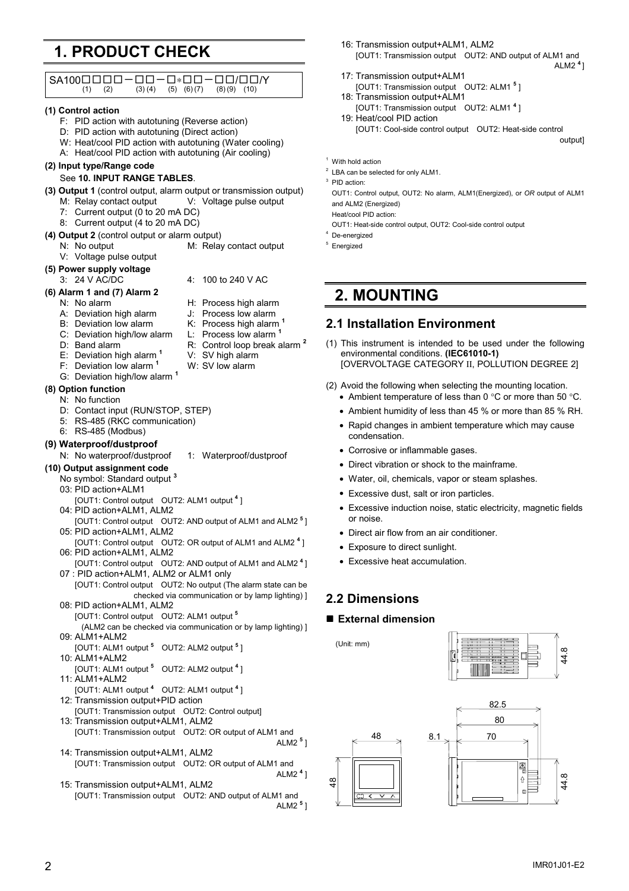# 1. PRODUCT CHECK

```
SA100□□□□－□□－□*□□－□□/□□/Y
     (1)  (2)     (3)(4)  (5) (6)(7)   (8)(9)  (10)
```

**(1) Control action**

- F: PID action with autotuning (Reverse action)
- D: PID action with autotuning (Direct action)
- W: Heat/cool PID action with autotuning (Water cooling)
- A: Heat/cool PID action with autotuning (Air cooling)

**(2) Input type/Range code**

See **10. INPUT RANGE TABLES**.

**(3) Output 1** (control output, alarm output or transmission output)

- M: Relay contact output
- V: Voltage pulse output
- 7: Current output (0 to 20 mA DC)
- 8: Current output (4 to 20 mA DC)

**(4) Output 2** (control output or alarm output)

- N: No output
- M: Relay contact output
- V: Voltage pulse output

**(5) Power supply voltage**

- 3: 24 V AC/DC
- 4: 100 to 240 V AC

**(6) Alarm 1 and (7) Alarm 2**

- N: No alarm
- A: Deviation high alarm
- B: Deviation low alarm
- C: Deviation high/low alarm
- D: Band alarm
- E: Deviation high alarm [1]
- F: Deviation low alarm [1]
- G: Deviation high/low alarm [1]
- H: Process high alarm
- J: Process low alarm
- K: Process high alarm [1]
- L: Process low alarm [1]
- R: Control loop break alarm [2]
- V: SV high alarm
- W: SV low alarm

**(8) Option function**

- N: No function
- D: Contact input (RUN/STOP, STEP)
- 5: RS-485 (RKC communication)
- 6: RS-485 (Modbus)

**(9) Waterproof/dustproof**

- N: No waterproof/dustproof
- 1: Waterproof/dustproof

**(10) Output assignment code**

No symbol: Standard output [3]

- 03: PID action+ALM1
  [OUT1: Control output OUT2: ALM1 output [4] ]
- 04: PID action+ALM1, ALM2
  [OUT1: Control output OUT2: AND output of ALM1 and ALM2 [5] ]
- 05: PID action+ALM1, ALM2
  [OUT1: Control output OUT2: OR output of ALM1 and ALM2 [4] ]
- 06: PID action+ALM1, ALM2
  [OUT1: Control output OUT2: AND output of ALM1 and ALM2 [4] ]
- 07 : PID action+ALM1, ALM2 or ALM1 only
  [OUT1: Control output OUT2: No output (The alarm state can be checked via communication or by lamp lighting) ]
- 08: PID action+ALM1, ALM2
  [OUT1: Control output OUT2: ALM1 output [5]
  (ALM2 can be checked via communication or by lamp lighting) ]
- 09: ALM1+ALM2
  [OUT1: ALM1 output [5] OUT2: ALM2 output [5] ]
- 10: ALM1+ALM2
  [OUT1: ALM1 output [5] OUT2: ALM2 output [4] ]
- 11: ALM1+ALM2
  [OUT1: ALM1 output [4] OUT2: ALM1 output [4] ]
- 12: Transmission output+PID action
  [OUT1: Transmission output OUT2: Control output]
- 13: Transmission output+ALM1, ALM2
  [OUT1: Transmission output OUT2: OR output of ALM1 and ALM2 [5] ]
- 14: Transmission output+ALM1, ALM2
  [OUT1: Transmission output OUT2: OR output of ALM1 and ALM2 [4] ]
- 15: Transmission output+ALM1, ALM2
  [OUT1: Transmission output OUT2: AND output of ALM1 and ALM2 [5] ]
- 16: Transmission output+ALM1, ALM2
  [OUT1: Transmission output OUT2: AND output of ALM1 and ALM2 [4] ]
- 17: Transmission output+ALM1
  [OUT1: Transmission output OUT2: ALM1 [5] ]
- 18: Transmission output+ALM1
  [OUT1: Transmission output OUT2: ALM1 [4] ]
- 19: Heat/cool PID action
  [OUT1: Cool-side control output OUT2: Heat-side control output]

[1] With hold action

[2] LBA can be selected for only ALM1.

[3] PID action:
OUT1: Control output, OUT2: No alarm, ALM1(Energized), or *OR* output of ALM1 and ALM2 (Energized)
Heat/cool PID action:
OUT1: Heat-side control output, OUT2: Cool-side control output

[4] De-energized

[5] Energized

# 2. MOUNTING

## 2.1 Installation Environment

(1) This instrument is intended to be used under the following environmental conditions. **(IEC61010-1)**
[OVERVOLTAGE CATEGORY II, POLLUTION DEGREE 2]

(2) Avoid the following when selecting the mounting location.

- Ambient temperature of less than 0 °C or more than 50 °C.
- Ambient humidity of less than 45 % or more than 85 % RH.
- Rapid changes in ambient temperature which may cause condensation.
- Corrosive or inflammable gases.
- Direct vibration or shock to the mainframe.
- Water, oil, chemicals, vapor or steam splashes.
- Excessive dust, salt or iron particles.
- Excessive induction noise, static electricity, magnetic fields or noise.
- Direct air flow from an air conditioner.
- Exposure to direct sunlight.
- Excessive heat accumulation.

## 2.2 Dimensions

### ■ External dimension

(Unit: mm)

44.8

48

48

8.1

82.5

80

70

44.8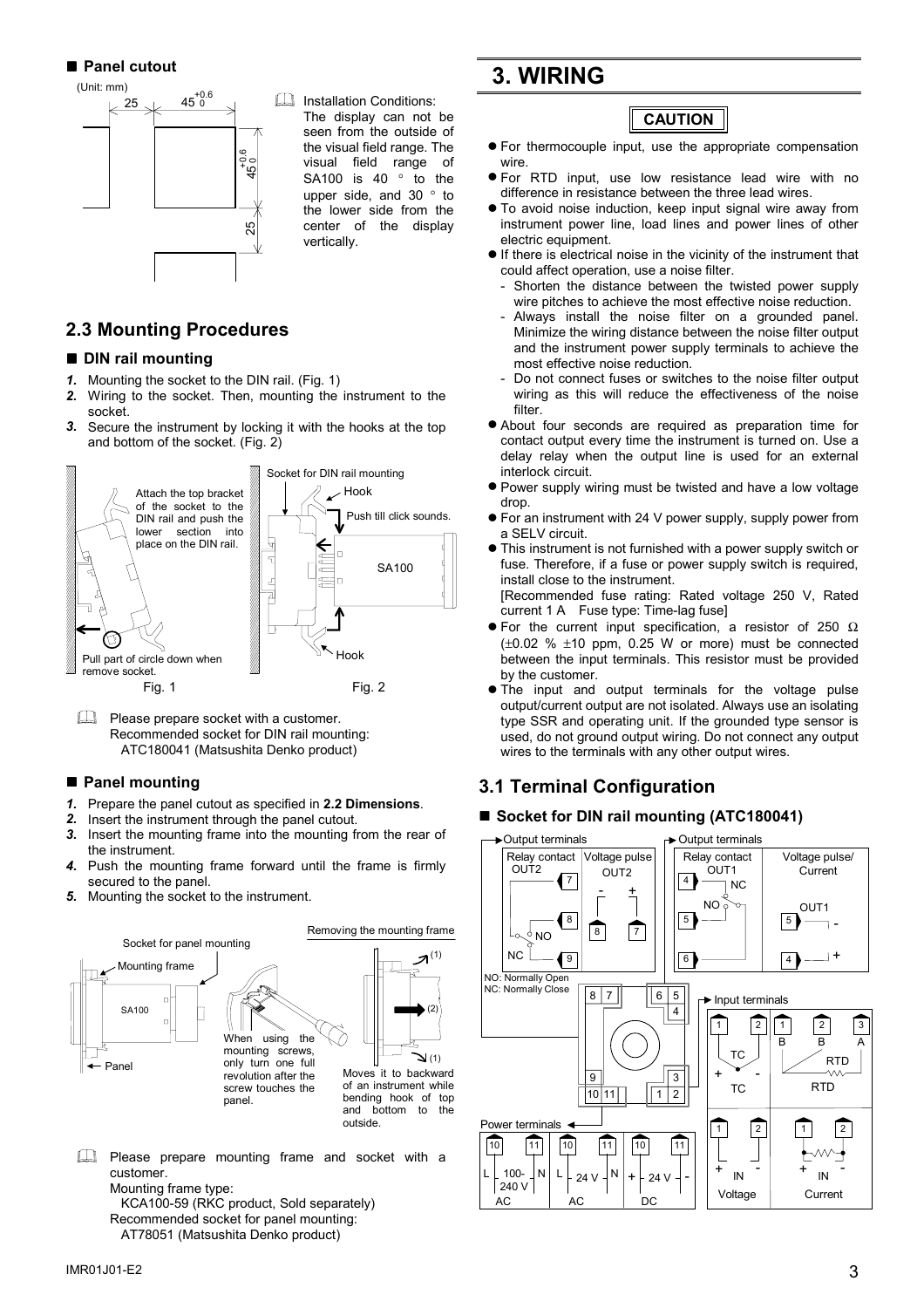## ■ Panel cutout

(Unit: mm)

Installation Conditions: The display can not be seen from the outside of the visual field range. The visual field range of SA100 is 40 ° to the upper side, and 30 ° to the lower side from the center of the display vertically.

## 2.3 Mounting Procedures

### ■ DIN rail mounting

1. Mounting the socket to the DIN rail. (Fig. 1)
2. Wiring to the socket. Then, mounting the instrument to the socket.
3. Secure the instrument by locking it with the hooks at the top and bottom of the socket. (Fig. 2)

Fig. 1

Fig. 2

Please prepare socket with a customer.
Recommended socket for DIN rail mounting:
ATC180041 (Matsushita Denko product)

### ■ Panel mounting

1. Prepare the panel cutout as specified in **2.2 Dimensions**.
2. Insert the instrument through the panel cutout.
3. Insert the mounting frame into the mounting from the rear of the instrument.
4. Push the mounting frame forward until the frame is firmly secured to the panel.
5. Mounting the socket to the instrument.

Please prepare mounting frame and socket with a customer.
Mounting frame type:
KCA100-59 (RKC product, Sold separately)
Recommended socket for panel mounting:
AT78051 (Matsushita Denko product)

# 3. WIRING

**CAUTION**

- For thermocouple input, use the appropriate compensation wire.
- For RTD input, use low resistance lead wire with no difference in resistance between the three lead wires.
- To avoid noise induction, keep input signal wire away from instrument power line, load lines and power lines of other electric equipment.
- If there is electrical noise in the vicinity of the instrument that could affect operation, use a noise filter.
  - Shorten the distance between the twisted power supply wire pitches to achieve the most effective noise reduction.
  - Always install the noise filter on a grounded panel. Minimize the wiring distance between the noise filter output and the instrument power supply terminals to achieve the most effective noise reduction.
  - Do not connect fuses or switches to the noise filter output wiring as this will reduce the effectiveness of the noise filter.
- About four seconds are required as preparation time for contact output every time the instrument is turned on. Use a delay relay when the output line is used for an external interlock circuit.
- Power supply wiring must be twisted and have a low voltage drop.
- For an instrument with 24 V power supply, supply power from a SELV circuit.
- This instrument is not furnished with a power supply switch or fuse. Therefore, if a fuse or power supply switch is required, install close to the instrument.
  [Recommended fuse rating: Rated voltage 250 V, Rated current 1 A Fuse type: Time-lag fuse]
- For the current input specification, a resistor of 250 Ω (±0.02 % ±10 ppm, 0.25 W or more) must be connected between the input terminals. This resistor must be provided by the customer.
- The input and output terminals for the voltage pulse output/current output are not isolated. Always use an isolating type SSR and operating unit. If the grounded type sensor is used, do not ground output wiring. Do not connect any output wires to the terminals with any other output wires.

## 3.1 Terminal Configuration

### ■ Socket for DIN rail mounting (ATC180041)

Output terminals:
- OUT2 Relay contact: 7, 8 (NO), 9 (NC)
- OUT2 Voltage pulse: 8 (−), 7 (+)
- OUT1 Relay contact: 4 (NC), 5 (NO), 6
- OUT1 Voltage pulse/Current: 5 (−), 4 (+)

NO: Normally Open
NC: Normally Close

Input terminals:
- TC: 1 (+), 2 (−)
- RTD: 1 (B), 2 (B), 3 (A)
- Voltage: 1 (+), 2 (−) IN
- Current: 1 (+), 2 (−) IN

Power terminals:
- 100-240 V AC: 10 (L), 11 (N)
- 24 V AC: 10 (L), 11 (N)
- 24 V DC: 10 (+), 11 (−)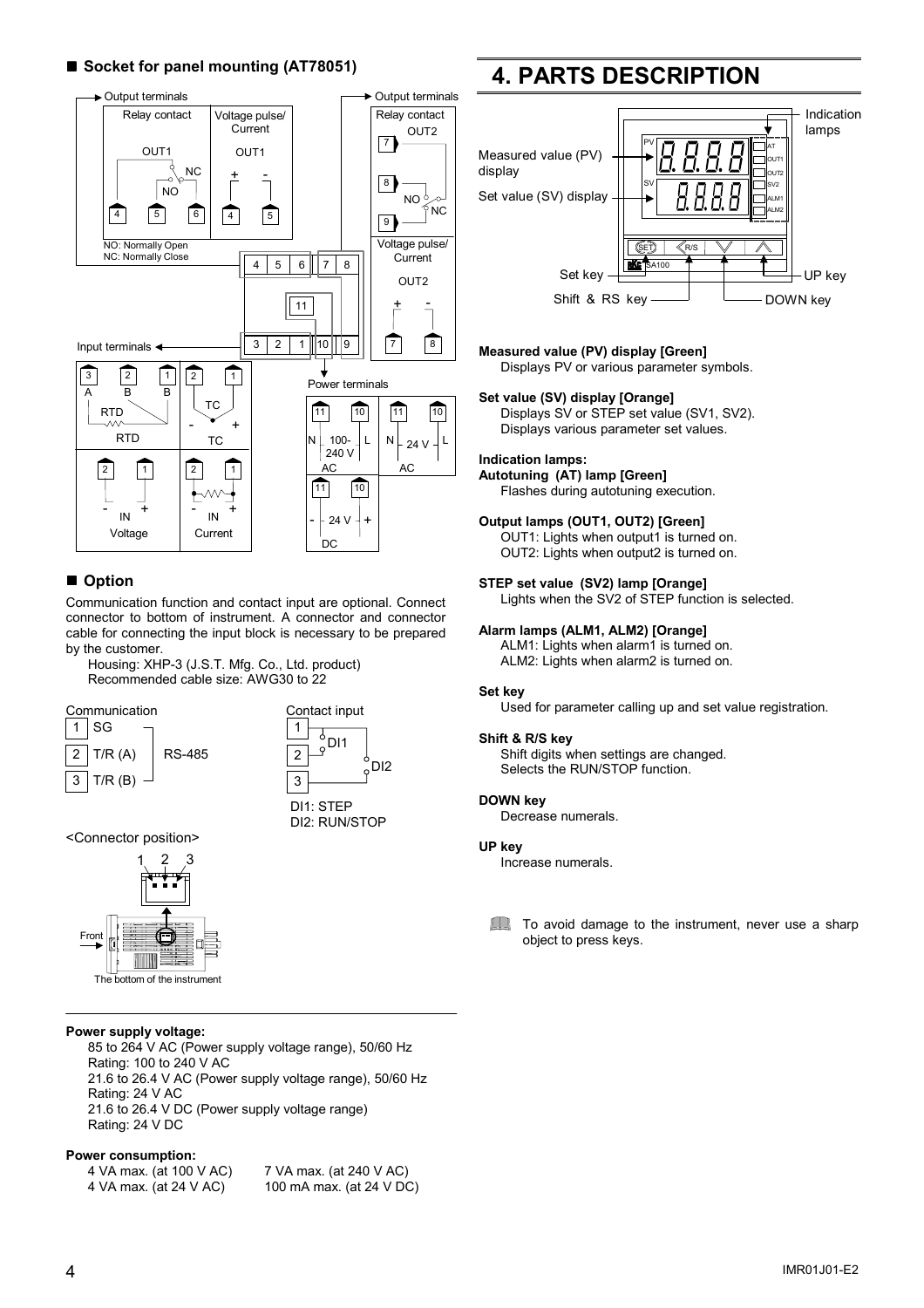## ■ Socket for panel mounting (AT78051)

Output terminals

Relay contact / Voltage pulse/Current

OUT1: NC 4, NO 5, 6 (relay contact); + 4, - 5 (voltage pulse/current)

OUT2: Relay contact 7, NO 8, NC 9; Voltage pulse/Current + 7, - 8

NO: Normally Open
NC: Normally Close

Input terminals

RTD: 3 A, 2 B, 1 B
TC: 2 -, 1 +
Voltage: 2 - IN, 1 +
Current: 2 - IN, 1 +

Power terminals

100-240 V AC: 11 N, 10 L
24 V AC: 11 N, 10 L
24 V DC: 11 -, 10 +

## ■ Option

Communication function and contact input are optional. Connect connector to bottom of instrument. A connector and connector cable for connecting the input block is necessary to be prepared by the customer.

Housing: XHP-3 (J.S.T. Mfg. Co., Ltd. product)
Recommended cable size: AWG30 to 22

Communication

| | | |
|---|---|---|
| 1 | SG | RS-485 |
| 2 | T/R (A) | |
| 3 | T/R (B) | |

Contact input

1, 2: DI1
2, 3: DI2

DI1: STEP
DI2: RUN/STOP

<Connector position>

The bottom of the instrument

---

**Power supply voltage:**

85 to 264 V AC (Power supply voltage range), 50/60 Hz
Rating: 100 to 240 V AC
21.6 to 26.4 V AC (Power supply voltage range), 50/60 Hz
Rating: 24 V AC
21.6 to 26.4 V DC (Power supply voltage range)
Rating: 24 V DC

**Power consumption:**

4 VA max. (at 100 V AC)  7 VA max. (at 240 V AC)
4 VA max. (at 24 V AC)  100 mA max. (at 24 V DC)

# 4. PARTS DESCRIPTION

Measured value (PV) display, Set value (SV) display, Indication lamps, Set key, Shift & RS key, DOWN key, UP key

**Measured value (PV) display [Green]**
Displays PV or various parameter symbols.

**Set value (SV) display [Orange]**
Displays SV or STEP set value (SV1, SV2).
Displays various parameter set values.

**Indication lamps:**

**Autotuning (AT) lamp [Green]**
Flashes during autotuning execution.

**Output lamps (OUT1, OUT2) [Green]**
OUT1: Lights when output1 is turned on.
OUT2: Lights when output2 is turned on.

**STEP set value (SV2) lamp [Orange]**
Lights when the SV2 of STEP function is selected.

**Alarm lamps (ALM1, ALM2) [Orange]**
ALM1: Lights when alarm1 is turned on.
ALM2: Lights when alarm2 is turned on.

**Set key**
Used for parameter calling up and set value registration.

**Shift & R/S key**
Shift digits when settings are changed.
Selects the RUN/STOP function.

**DOWN key**
Decrease numerals.

**UP key**
Increase numerals.

To avoid damage to the instrument, never use a sharp object to press keys.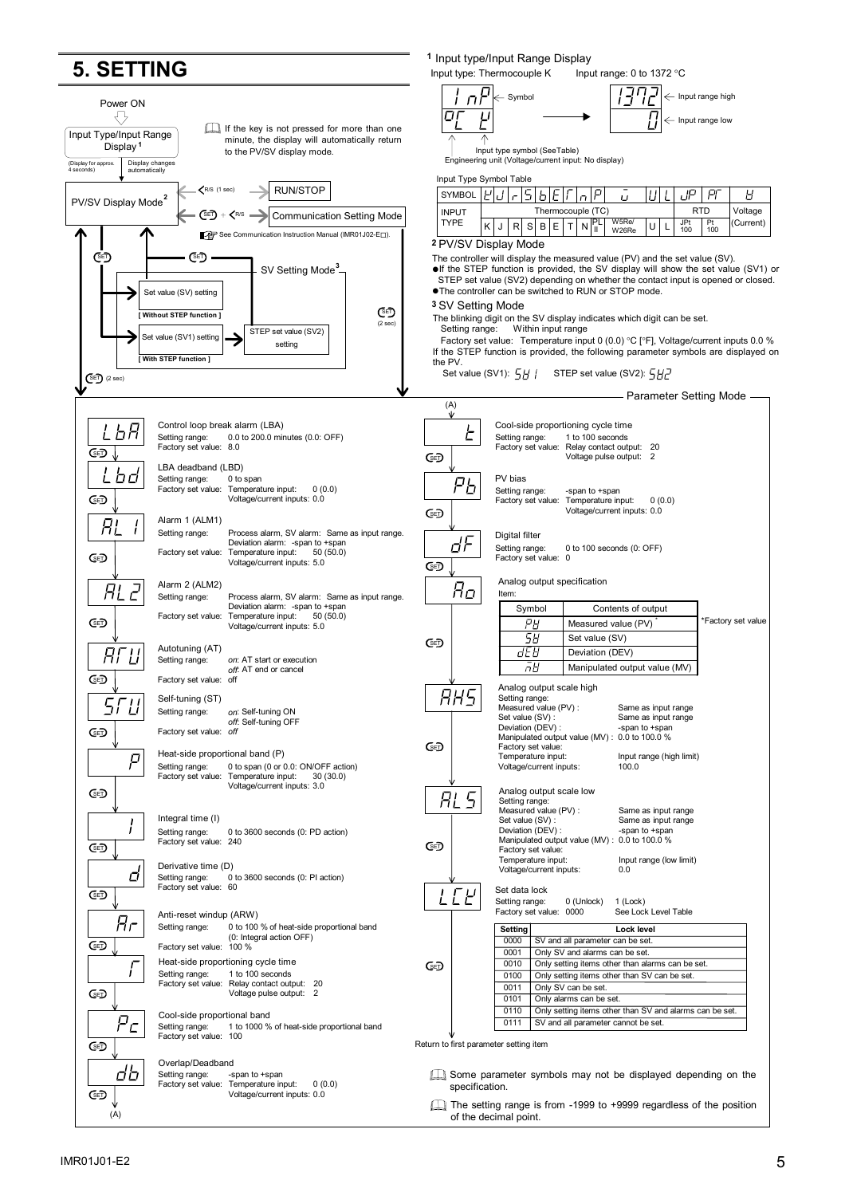# 5. SETTING

Power ON

Input Type/Input Range Display [1] (Display for approx. 4 seconds) — Display changes automatically

If the key is not pressed for more than one minute, the display will automatically return to the PV/SV display mode.

PV/SV Display Mode [2]

- R/S (1 sec) → RUN/STOP
- SET + R/S → Communication Setting Mode (See Communication Instruction Manual (IMR01J02-E□).)
- SET → SV Setting Mode [3]
  - Set value (SV) setting [ Without STEP function ]
  - Set value (SV1) setting → STEP set value (SV2) setting [ With STEP function ]
  - SET (2 sec) → return
- SET (2 sec) → Parameter Setting Mode

**[1] Input type/Input Range Display**

Input type: Thermocouple K    Input range: 0 to 1372 °C

InP ← Symbol; °C K (Input type symbol (See Table); Engineering unit (Voltage/current input: No display)) → 1372 ← Input range high; 0 ← Input range low

Input Type Symbol Table

| SYMBOL | K | J | r | S | b | E | T | n | P | W | U | L | JP | Pt | V |
|---|---|---|---|---|---|---|---|---|---|---|---|---|---|---|---|
| INPUT TYPE | Thermocouple (TC) | | | | | | | | | | | | RTD | | Voltage |
| | K | J | R | S | B | E | T | N | PL II | W5Re/ W26Re | U | L | JPt 100 | Pt 100 | (Current) |

**[2] PV/SV Display Mode**

The controller will display the measured value (PV) and the set value (SV).

- If the STEP function is provided, the SV display will show the set value (SV1) or STEP set value (SV2) depending on whether the contact input is opened or closed.
- The controller can be switched to RUN or STOP mode.

**[3] SV Setting Mode**

The blinking digit on the SV display indicates which digit can be set.

Setting range: Within input range

Factory set value: Temperature input 0 (0.0) °C [°F], Voltage/current inputs 0.0 %

If the STEP function is provided, the following parameter symbols are displayed on the PV.

Set value (SV1): SV1    STEP set value (SV2): SV2

## Parameter Setting Mode

**LbA — Control loop break alarm (LBA)**
Setting range: 0.0 to 200.0 minutes (0.0: OFF)
Factory set value: 8.0

**Lbd — LBA deadband (LBD)**
Setting range: 0 to span
Factory set value: Temperature input: 0 (0.0); Voltage/current inputs: 0.0

**AL1 — Alarm 1 (ALM1)**
Setting range: Process alarm, SV alarm: Same as input range. Deviation alarm: -span to +span
Factory set value: Temperature input: 50 (50.0); Voltage/current inputs: 5.0

**AL2 — Alarm 2 (ALM2)**
Setting range: Process alarm, SV alarm: Same as input range. Deviation alarm: -span to +span
Factory set value: Temperature input: 50 (50.0); Voltage/current inputs: 5.0

**ATU — Autotuning (AT)**
Setting range: *on*: AT start or execution; *off*: AT end or cancel
Factory set value: off

**STU — Self-tuning (ST)**
Setting range: *on*: Self-tuning ON; *off*: Self-tuning OFF
Factory set value: *off*

**P — Heat-side proportional band (P)**
Setting range: 0 to span (0 or 0.0: ON/OFF action)
Factory set value: Temperature input: 30 (30.0); Voltage/current inputs: 3.0

**I — Integral time (I)**
Setting range: 0 to 3600 seconds (0: PD action)
Factory set value: 240

**d — Derivative time (D)**
Setting range: 0 to 3600 seconds (0: PI action)
Factory set value: 60

**Ar — Anti-reset windup (ARW)**
Setting range: 0 to 100 % of heat-side proportional band (0: Integral action OFF)
Factory set value: 100 %

**T — Heat-side proportioning cycle time**
Setting range: 1 to 100 seconds
Factory set value: Relay contact output: 20; Voltage pulse output: 2

**Pc — Cool-side proportional band**
Setting range: 1 to 1000 % of heat-side proportional band
Factory set value: 100

**db — Overlap/Deadband**
Setting range: -span to +span
Factory set value: Temperature input: 0 (0.0); Voltage/current inputs: 0.0

(A)

**t — Cool-side proportioning cycle time**
Setting range: 1 to 100 seconds
Factory set value: Relay contact output: 20; Voltage pulse output: 2

**Pb — PV bias**
Setting range: -span to +span
Factory set value: Temperature input: 0 (0.0); Voltage/current inputs: 0.0

**dF — Digital filter**
Setting range: 0 to 100 seconds (0: OFF)
Factory set value: 0

**Ao — Analog output specification**
Item:

| Symbol | Contents of output |
|---|---|
| PV | Measured value (PV) * |
| SV | Set value (SV) |
| dEV | Deviation (DEV) |
| MV | Manipulated output value (MV) |

*Factory set value

**AHS — Analog output scale high**
Setting range:
Measured value (PV): Same as input range
Set value (SV): Same as input range
Deviation (DEV): -span to +span
Manipulated output value (MV): 0.0 to 100.0 %
Factory set value:
Temperature input: Input range (high limit)
Voltage/current inputs: 100.0

**ALS — Analog output scale low**
Setting range:
Measured value (PV): Same as input range
Set value (SV): Same as input range
Deviation (DEV): -span to +span
Manipulated output value (MV): 0.0 to 100.0 %
Factory set value:
Temperature input: Input range (low limit)
Voltage/current inputs: 0.0

**LCK — Set data lock**
Setting range: 0 (Unlock) 1 (Lock)
Factory set value: 0000    See Lock Level Table

| Setting | Lock level |
|---|---|
| 0000 | SV and all parameter can be set. |
| 0001 | Only SV and alarms can be set. |
| 0010 | Only setting items other than alarms can be set. |
| 0100 | Only setting items other than SV can be set. |
| 0011 | Only SV can be set. |
| 0101 | Only alarms can be set. |
| 0110 | Only setting items other than SV and alarms can be set. |
| 0111 | SV and all parameter cannot be set. |

Return to first parameter setting item

Some parameter symbols may not be displayed depending on the specification.

The setting range is from -1999 to +9999 regardless of the position of the decimal point.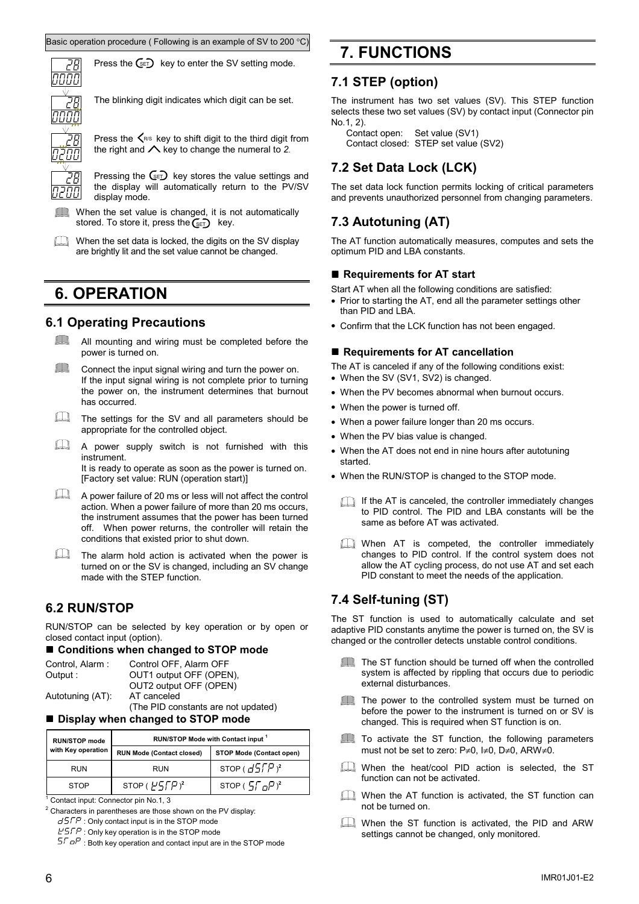Basic operation procedure ( Following is an example of SV to 200 °C)

Press the SET key to enter the SV setting mode.

The blinking digit indicates which digit can be set.

Press the R/S key to shift digit to the third digit from the right and ∧ key to change the numeral to *2*.

Pressing the SET key stores the value settings and the display will automatically return to the PV/SV display mode.

When the set value is changed, it is not automatically stored. To store it, press the SET key.

When the set data is locked, the digits on the SV display are brightly lit and the set value cannot be changed.

# 6. OPERATION

## 6.1 Operating Precautions

- All mounting and wiring must be completed before the power is turned on.
- Connect the input signal wiring and turn the power on. If the input signal wiring is not complete prior to turning the power on, the instrument determines that burnout has occurred.
- The settings for the SV and all parameters should be appropriate for the controlled object.
- A power supply switch is not furnished with this instrument. It is ready to operate as soon as the power is turned on. [Factory set value: RUN (operation start)]
- A power failure of 20 ms or less will not affect the control action. When a power failure of more than 20 ms occurs, the instrument assumes that the power has been turned off. When power returns, the controller will retain the conditions that existed prior to shut down.
- The alarm hold action is activated when the power is turned on or the SV is changed, including an SV change made with the STEP function.

## 6.2 RUN/STOP

RUN/STOP can be selected by key operation or by open or closed contact input (option).

### ■ Conditions when changed to STOP mode

| | |
|---|---|
| Control, Alarm : | Control OFF, Alarm OFF |
| Output : | OUT1 output OFF (OPEN), OUT2 output OFF (OPEN) |
| Autotuning (AT): | AT canceled (The PID constants are not updated) |

### ■ Display when changed to STOP mode

| RUN/STOP mode with Key operation | RUN/STOP Mode with Contact input [1] | |
|---|---|---|
| | RUN Mode (Contact closed) | STOP Mode (Contact open) |
| RUN | RUN | STOP ( dSTP )[2] |
| STOP | STOP ( KSTP )[2] | STOP ( STOP )[2] |

[1] Contact input: Connector pin No.1, 3

[2] Characters in parentheses are those shown on the PV display:

dSTP : Only contact input is in the STOP mode

KSTP : Only key operation is in the STOP mode

STOP : Both key operation and contact input are in the STOP mode

# 7. FUNCTIONS

## 7.1 STEP (option)

The instrument has two set values (SV). This STEP function selects these two set values (SV) by contact input (Connector pin No.1, 2).

Contact open: Set value (SV1)
Contact closed: STEP set value (SV2)

## 7.2 Set Data Lock (LCK)

The set data lock function permits locking of critical parameters and prevents unauthorized personnel from changing parameters.

## 7.3 Autotuning (AT)

The AT function automatically measures, computes and sets the optimum PID and LBA constants.

### ■ Requirements for AT start

Start AT when all the following conditions are satisfied:

- Prior to starting the AT, end all the parameter settings other than PID and LBA.
- Confirm that the LCK function has not been engaged.

### ■ Requirements for AT cancellation

The AT is canceled if any of the following conditions exist:

- When the SV (SV1, SV2) is changed.
- When the PV becomes abnormal when burnout occurs.
- When the power is turned off.
- When a power failure longer than 20 ms occurs.
- When the PV bias value is changed.
- When the AT does not end in nine hours after autotuning started.
- When the RUN/STOP is changed to the STOP mode.

If the AT is canceled, the controller immediately changes to PID control. The PID and LBA constants will be the same as before AT was activated.

When AT is competed, the controller immediately changes to PID control. If the control system does not allow the AT cycling process, do not use AT and set each PID constant to meet the needs of the application.

## 7.4 Self-tuning (ST)

The ST function is used to automatically calculate and set adaptive PID constants anytime the power is turned on, the SV is changed or the controller detects unstable control conditions.

- The ST function should be turned off when the controlled system is affected by rippling that occurs due to periodic external disturbances.
- The power to the controlled system must be turned on before the power to the instrument is turned on or SV is changed. This is required when ST function is on.
- To activate the ST function, the following parameters must not be set to zero: P≠0, I≠0, D≠0, ARW≠0.
- When the heat/cool PID action is selected, the ST function can not be activated.
- When the AT function is activated, the ST function can not be turned on.
- When the ST function is activated, the PID and ARW settings cannot be changed, only monitored.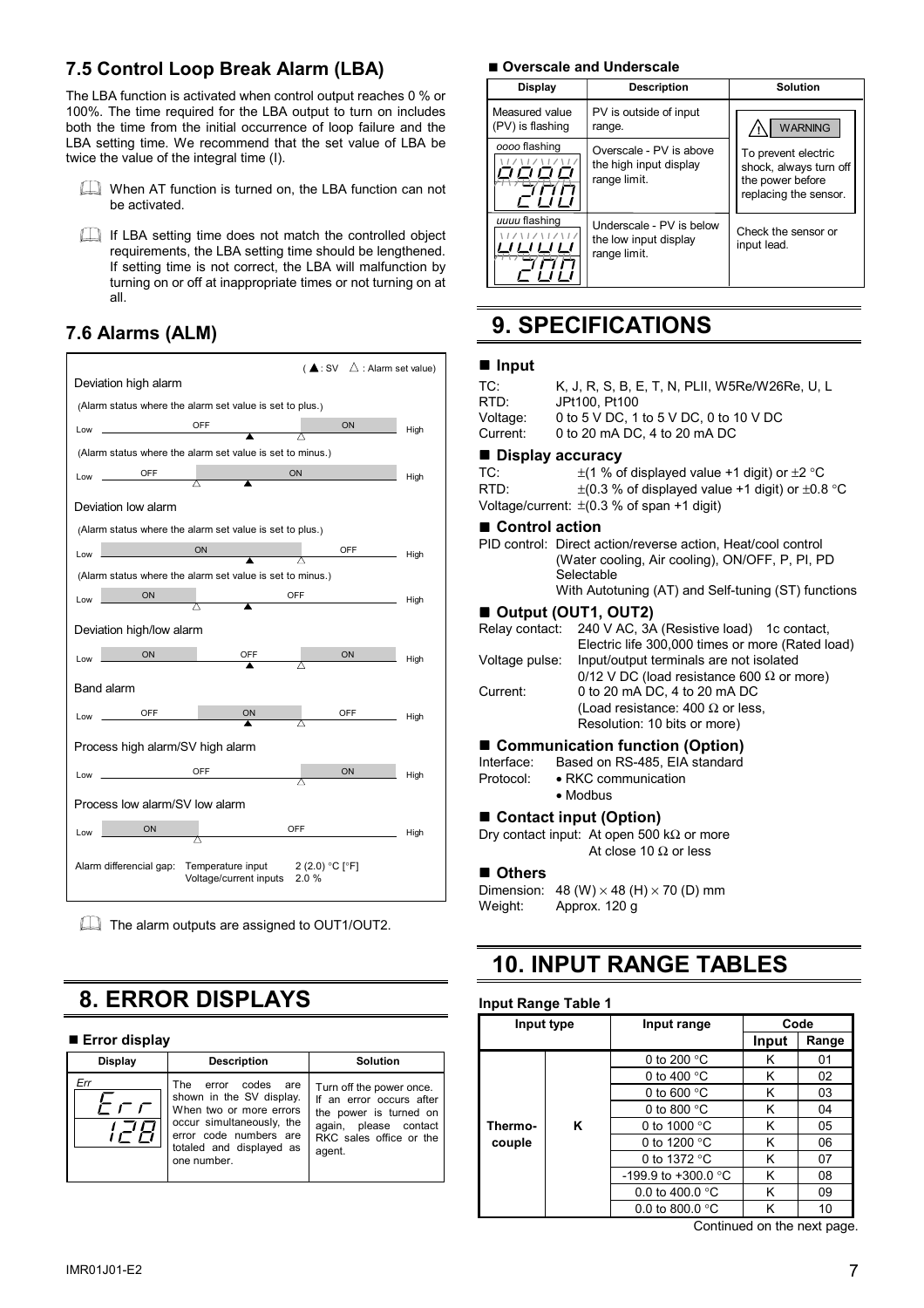## 7.5 Control Loop Break Alarm (LBA)

The LBA function is activated when control output reaches 0 % or 100%. The time required for the LBA output to turn on includes both the time from the initial occurrence of loop failure and the LBA setting time. We recommend that the set value of LBA be twice the value of the integral time (I).

- When AT function is turned on, the LBA function can not be activated.
- If LBA setting time does not match the controlled object requirements, the LBA setting time should be lengthened. If setting time is not correct, the LBA will malfunction by turning on or off at inappropriate times or not turning on at all.

## 7.6 Alarms (ALM)

(▲: SV △: Alarm set value)

**Deviation high alarm**

(Alarm status where the alarm set value is set to plus.)

Low — OFF ▲ △ ON — High

(Alarm status where the alarm set value is set to minus.)

Low — OFF △ ON ▲ — High

**Deviation low alarm**

(Alarm status where the alarm set value is set to plus.)

Low — ON ▲ △ OFF — High

(Alarm status where the alarm set value is set to minus.)

Low — ON △ OFF ▲ — High

**Deviation high/low alarm**

Low — ON OFF ▲ △ ON — High

**Band alarm**

Low — OFF ON ▲ △ OFF — High

**Process high alarm/SV high alarm**

Low — OFF △ ON — High

**Process low alarm/SV low alarm**

Low — ON △ OFF — High

Alarm differencial gap: Temperature input 2 (2.0) °C [°F]
Voltage/current inputs 2.0 %

- The alarm outputs are assigned to OUT1/OUT2.

# 8. ERROR DISPLAYS

### ■ Error display

| Display | Description | Solution |
|---|---|---|
| *Err* Err 128 | The error codes are shown in the SV display. When two or more errors occur simultaneously, the error code numbers are totaled and displayed as one number. | Turn off the power once. If an error occurs after the power is turned on again, please contact RKC sales office or the agent. |

### ■ Overscale and Underscale

| Display | Description | Solution |
|---|---|---|
| Measured value (PV) is flashing | PV is outside of input range. | WARNING To prevent electric shock, always turn off the power before replacing the sensor. |
| *oooo* flashing oooo 200 | Overscale - PV is above the high input display range limit. | |
| *uuuu* flashing uuuu 200 | Underscale - PV is below the low input display range limit. | Check the sensor or input lead. |

# 9. SPECIFICATIONS

### ■ Input

TC: K, J, R, S, B, E, T, N, PLII, W5Re/W26Re, U, L
RTD: JPt100, Pt100
Voltage: 0 to 5 V DC, 1 to 5 V DC, 0 to 10 V DC
Current: 0 to 20 mA DC, 4 to 20 mA DC

### ■ Display accuracy

TC: ±(1 % of displayed value +1 digit) or ±2 °C
RTD: ±(0.3 % of displayed value +1 digit) or ±0.8 °C
Voltage/current: ±(0.3 % of span +1 digit)

### ■ Control action

PID control: Direct action/reverse action, Heat/cool control (Water cooling, Air cooling), ON/OFF, P, PI, PD Selectable
With Autotuning (AT) and Self-tuning (ST) functions

### ■ Output (OUT1, OUT2)

Relay contact: 240 V AC, 3A (Resistive load) 1c contact,
Electric life 300,000 times or more (Rated load)
Voltage pulse: Input/output terminals are not isolated
0/12 V DC (load resistance 600 Ω or more)
Current: 0 to 20 mA DC, 4 to 20 mA DC
(Load resistance: 400 Ω or less,
Resolution: 10 bits or more)

### ■ Communication function (Option)

Interface: Based on RS-485, EIA standard
Protocol:
- RKC communication
- Modbus

### ■ Contact input (Option)

Dry contact input: At open 500 kΩ or more
At close 10 Ω or less

### ■ Others

Dimension: 48 (W) × 48 (H) × 70 (D) mm
Weight: Approx. 120 g

# 10. INPUT RANGE TABLES

**Input Range Table 1**

| Input type | | Input range | Code | |
|---|---|---|---|---|
| | | | Input | Range |
| Thermocouple | K | 0 to 200 °C | K | 01 |
| | | 0 to 400 °C | K | 02 |
| | | 0 to 600 °C | K | 03 |
| | | 0 to 800 °C | K | 04 |
| | | 0 to 1000 °C | K | 05 |
| | | 0 to 1200 °C | K | 06 |
| | | 0 to 1372 °C | K | 07 |
| | | -199.9 to +300.0 °C | K | 08 |
| | | 0.0 to 400.0 °C | K | 09 |
| | | 0.0 to 800.0 °C | K | 10 |

Continued on the next page.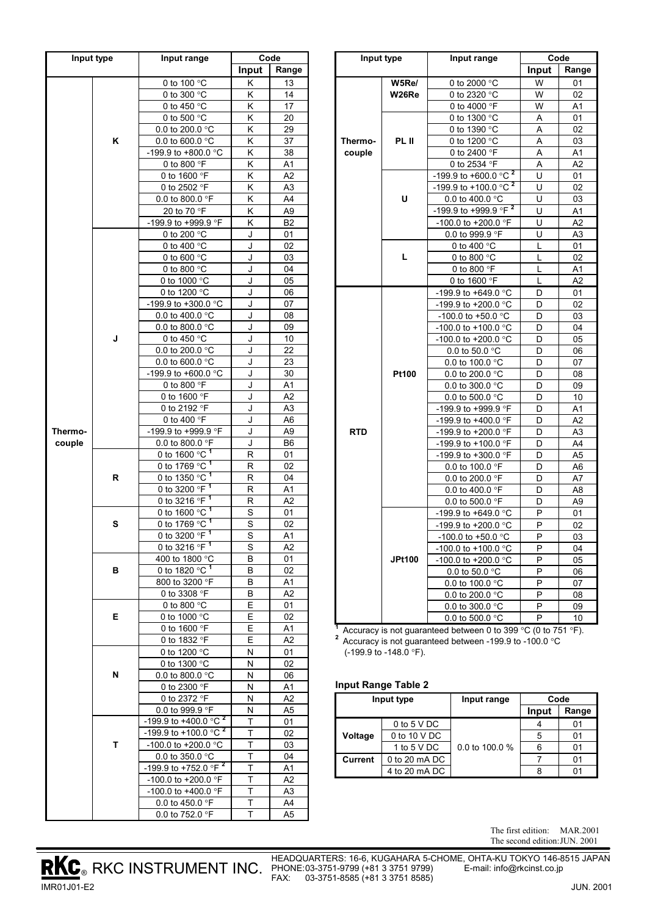| Input type | | Input range | Code | |
|---|---|---|---|---|
| | | | Input | Range |
| Thermo-couple | K | 0 to 100 °C | K | 13 |
| | | 0 to 300 °C | K | 14 |
| | | 0 to 450 °C | K | 17 |
| | | 0 to 500 °C | K | 20 |
| | | 0.0 to 200.0 °C | K | 29 |
| | | 0.0 to 600.0 °C | K | 37 |
| | | -199.9 to +800.0 °C | K | 38 |
| | | 0 to 800 °F | K | A1 |
| | | 0 to 1600 °F | K | A2 |
| | | 0 to 2502 °F | K | A3 |
| | | 0.0 to 800.0 °F | K | A4 |
| | | 20 to 70 °F | K | A9 |
| | | -199.9 to +999.9 °F | K | B2 |
| | J | 0 to 200 °C | J | 01 |
| | | 0 to 400 °C | J | 02 |
| | | 0 to 600 °C | J | 03 |
| | | 0 to 800 °C | J | 04 |
| | | 0 to 1000 °C | J | 05 |
| | | 0 to 1200 °C | J | 06 |
| | | -199.9 to +300.0 °C | J | 07 |
| | | 0.0 to 400.0 °C | J | 08 |
| | | 0.0 to 800.0 °C | J | 09 |
| | | 0 to 450 °C | J | 10 |
| | | 0.0 to 200.0 °C | J | 22 |
| | | 0.0 to 600.0 °C | J | 23 |
| | | -199.9 to +600.0 °C | J | 30 |
| | | 0 to 800 °F | J | A1 |
| | | 0 to 1600 °F | J | A2 |
| | | 0 to 2192 °F | J | A3 |
| | | 0 to 400 °F | J | A6 |
| | | -199.9 to +999.9 °F | J | A9 |
| | | 0.0 to 800.0 °F | J | B6 |
| | R | 0 to 1600 °C [1] | R | 01 |
| | | 0 to 1769 °C [1] | R | 02 |
| | | 0 to 1350 °C [1] | R | 04 |
| | | 0 to 3200 °F [1] | R | A1 |
| | | 0 to 3216 °F [1] | R | A2 |
| | S | 0 to 1600 °C [1] | S | 01 |
| | | 0 to 1769 °C [1] | S | 02 |
| | | 0 to 3200 °F [1] | S | A1 |
| | | 0 to 3216 °F [1] | S | A2 |
| | B | 400 to 1800 °C | B | 01 |
| | | 0 to 1820 °C [1] | B | 02 |
| | | 800 to 3200 °F | B | A1 |
| | | 0 to 3308 °F | B | A2 |
| | E | 0 to 800 °C | E | 01 |
| | | 0 to 1000 °C | E | 02 |
| | | 0 to 1600 °F | E | A1 |
| | | 0 to 1832 °F | E | A2 |
| | N | 0 to 1200 °C | N | 01 |
| | | 0 to 1300 °C | N | 02 |
| | | 0.0 to 800.0 °C | N | 06 |
| | | 0 to 2300 °F | N | A1 |
| | | 0 to 2372 °F | N | A2 |
| | | 0.0 to 999.9 °F | N | A5 |
| | T | -199.9 to +400.0 °C [2] | T | 01 |
| | | -199.9 to +100.0 °C [2] | T | 02 |
| | | -100.0 to +200.0 °C | T | 03 |
| | | 0.0 to 350.0 °C | T | 04 |
| | | -199.9 to +752.0 °F [2] | T | A1 |
| | | -100.0 to +200.0 °F | T | A2 |
| | | -100.0 to +400.0 °F | T | A3 |
| | | 0.0 to 450.0 °F | T | A4 |
| | | 0.0 to 752.0 °F | T | A5 |

| Input type | | Input range | Code | |
|---|---|---|---|---|
| | | | Input | Range |
| Thermo-couple | W5Re/W26Re | 0 to 2000 °C | W | 01 |
| | | 0 to 2320 °C | W | 02 |
| | | 0 to 4000 °F | W | A1 |
| | PL II | 0 to 1300 °C | A | 01 |
| | | 0 to 1390 °C | A | 02 |
| | | 0 to 1200 °C | A | 03 |
| | | 0 to 2400 °F | A | A1 |
| | | 0 to 2534 °F | A | A2 |
| | U | -199.9 to +600.0 °C [2] | U | 01 |
| | | -199.9 to +100.0 °C [2] | U | 02 |
| | | 0.0 to 400.0 °C | U | 03 |
| | | -199.9 to +999.9 °F [2] | U | A1 |
| | | -100.0 to +200.0 °F | U | A2 |
| | | 0.0 to 999.9 °F | U | A3 |
| | L | 0 to 400 °C | L | 01 |
| | | 0 to 800 °C | L | 02 |
| | | 0 to 800 °F | L | A1 |
| | | 0 to 1600 °F | L | A2 |
| RTD | Pt100 | -199.9 to +649.0 °C | D | 01 |
| | | -199.9 to +200.0 °C | D | 02 |
| | | -100.0 to +50.0 °C | D | 03 |
| | | -100.0 to +100.0 °C | D | 04 |
| | | -100.0 to +200.0 °C | D | 05 |
| | | 0.0 to 50.0 °C | D | 06 |
| | | 0.0 to 100.0 °C | D | 07 |
| | | 0.0 to 200.0 °C | D | 08 |
| | | 0.0 to 300.0 °C | D | 09 |
| | | 0.0 to 500.0 °C | D | 10 |
| | | -199.9 to +999.9 °F | D | A1 |
| | | -199.9 to +400.0 °F | D | A2 |
| | | -199.9 to +200.0 °F | D | A3 |
| | | -199.9 to +100.0 °F | D | A4 |
| | | -199.9 to +300.0 °F | D | A5 |
| | | 0.0 to 100.0 °F | D | A6 |
| | | 0.0 to 200.0 °F | D | A7 |
| | | 0.0 to 400.0 °F | D | A8 |
| | | 0.0 to 500.0 °F | D | A9 |
| | JPt100 | -199.9 to +649.0 °C | P | 01 |
| | | -199.9 to +200.0 °C | P | 02 |
| | | -100.0 to +50.0 °C | P | 03 |
| | | -100.0 to +100.0 °C | P | 04 |
| | | -100.0 to +200.0 °C | P | 05 |
| | | 0.0 to 50.0 °C | P | 06 |
| | | 0.0 to 100.0 °C | P | 07 |
| | | 0.0 to 200.0 °C | P | 08 |
| | | 0.0 to 300.0 °C | P | 09 |
| | | 0.0 to 500.0 °C | P | 10 |

[1] Accuracy is not guaranteed between 0 to 399 °C (0 to 751 °F).
[2] Accuracy is not guaranteed between -199.9 to -100.0 °C (-199.9 to -148.0 °F).

### Input Range Table 2

| Input type | | Input range | Code | |
|---|---|---|---|---|
| | | | Input | Range |
| Voltage | 0 to 5 V DC | 0.0 to 100.0 % | 4 | 01 |
| | 0 to 10 V DC | | 5 | 01 |
| | 1 to 5 V DC | | 6 | 01 |
| Current | 0 to 20 mA DC | | 7 | 01 |
| | 4 to 20 mA DC | | 8 | 01 |

The first edition: MAR.2001
The second edition: JUN. 2001

RKC® RKC INSTRUMENT INC.

HEADQUARTERS: 16-6, KUGAHARA 5-CHOME, OHTA-KU TOKYO 146-8515 JAPAN
PHONE: 03-3751-9799 (+81 3 3751 9799) E-mail: info@rkcinst.co.jp
FAX: 03-3751-8585 (+81 3 3751 8585)

IMR01J01-E2 JUN. 2001